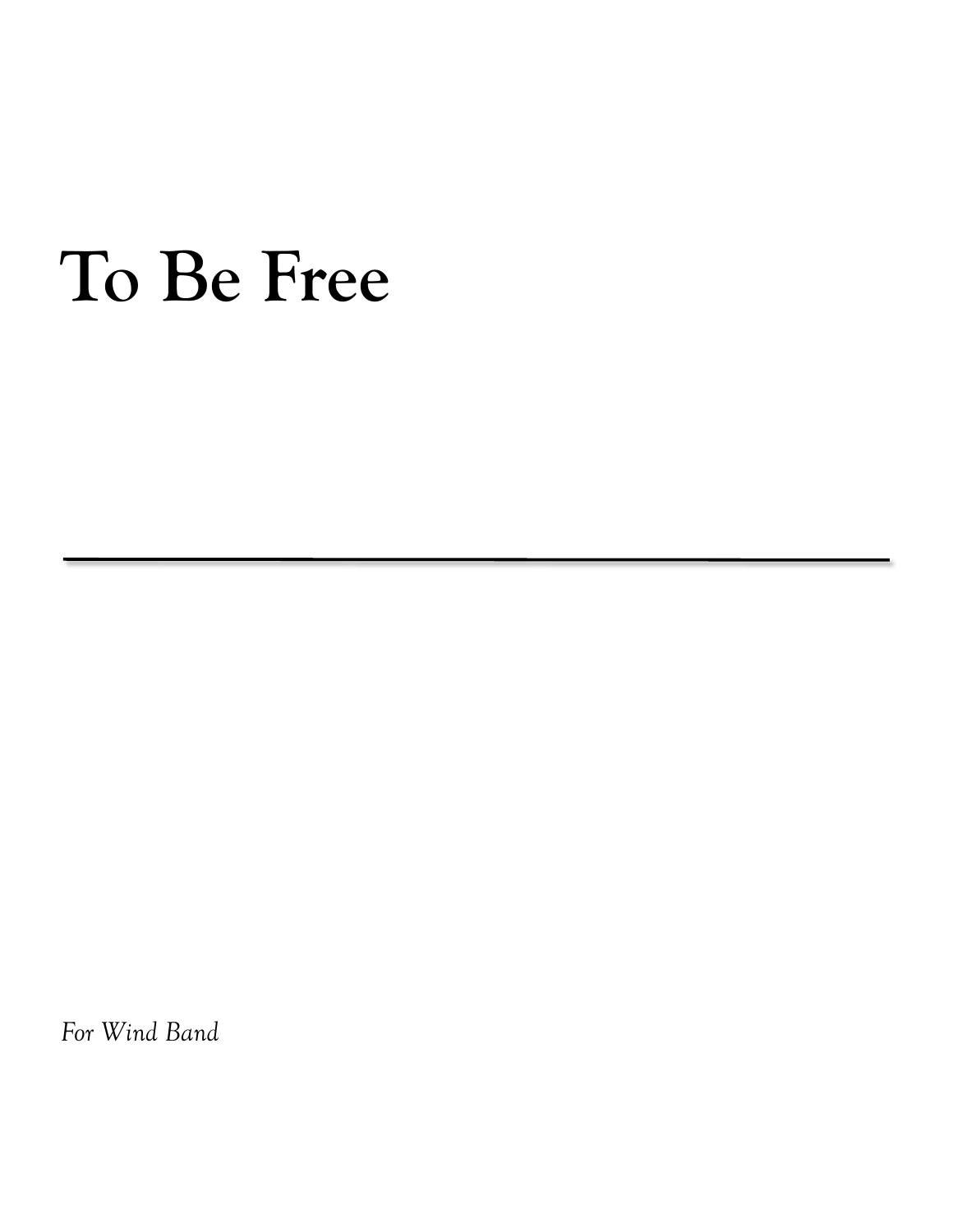# To Be Free

---

*For Wind Band*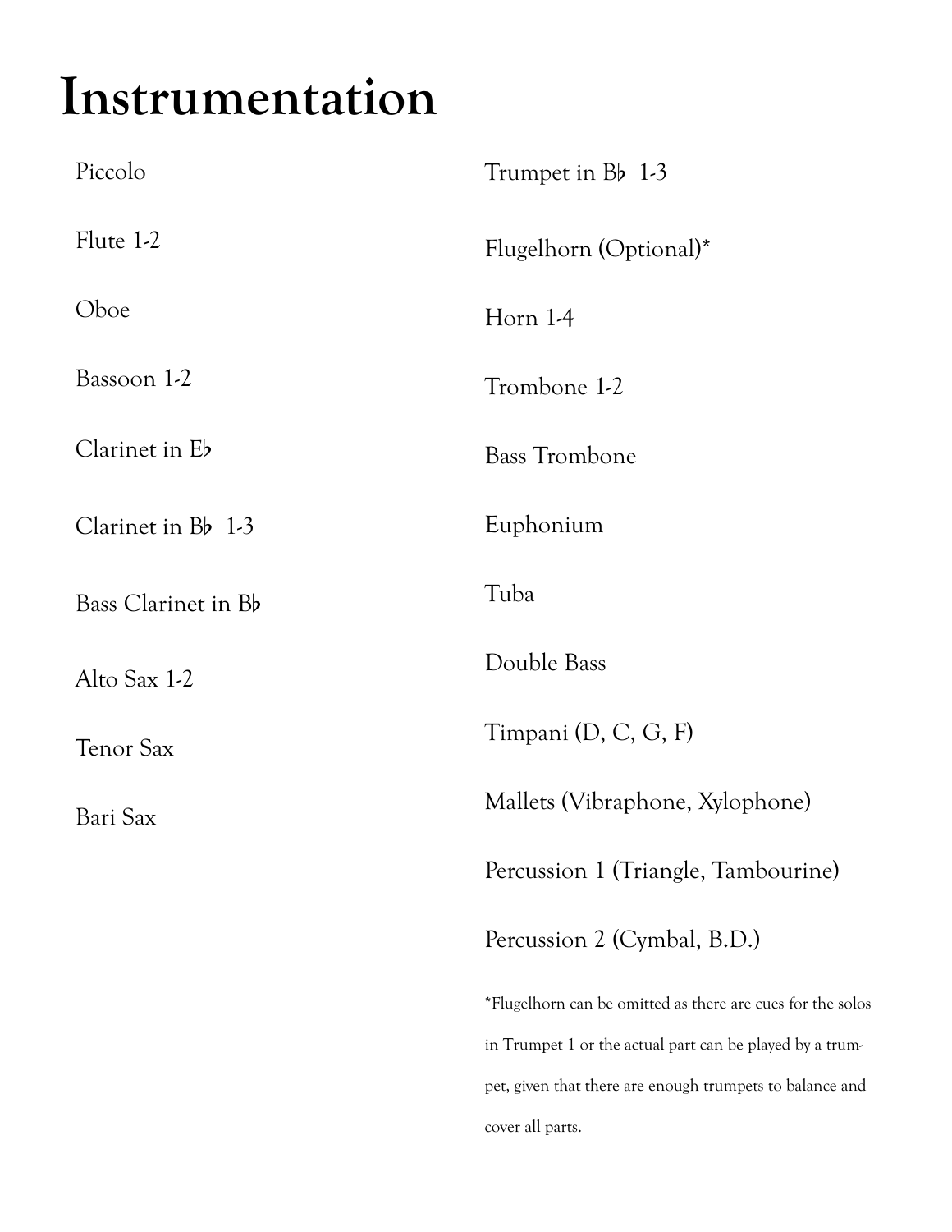# Instrumentation

Piccolo

Flute 1-2

Oboe

Bassoon 1-2

Clarinet in E♭

Clarinet in B♭ 1-3

Bass Clarinet in B♭

Alto Sax 1-2

Tenor Sax

Bari Sax

Trumpet in B♭ 1-3

Flugelhorn (Optional)*

Horn 1-4

Trombone 1-2

Bass Trombone

Euphonium

Tuba

Double Bass

Timpani (D, C, G, F)

Mallets (Vibraphone, Xylophone)

Percussion 1 (Triangle, Tambourine)

Percussion 2 (Cymbal, B.D.)

*Flugelhorn can be omitted as there are cues for the solos in Trumpet 1 or the actual part can be played by a trumpet, given that there are enough trumpets to balance and cover all parts.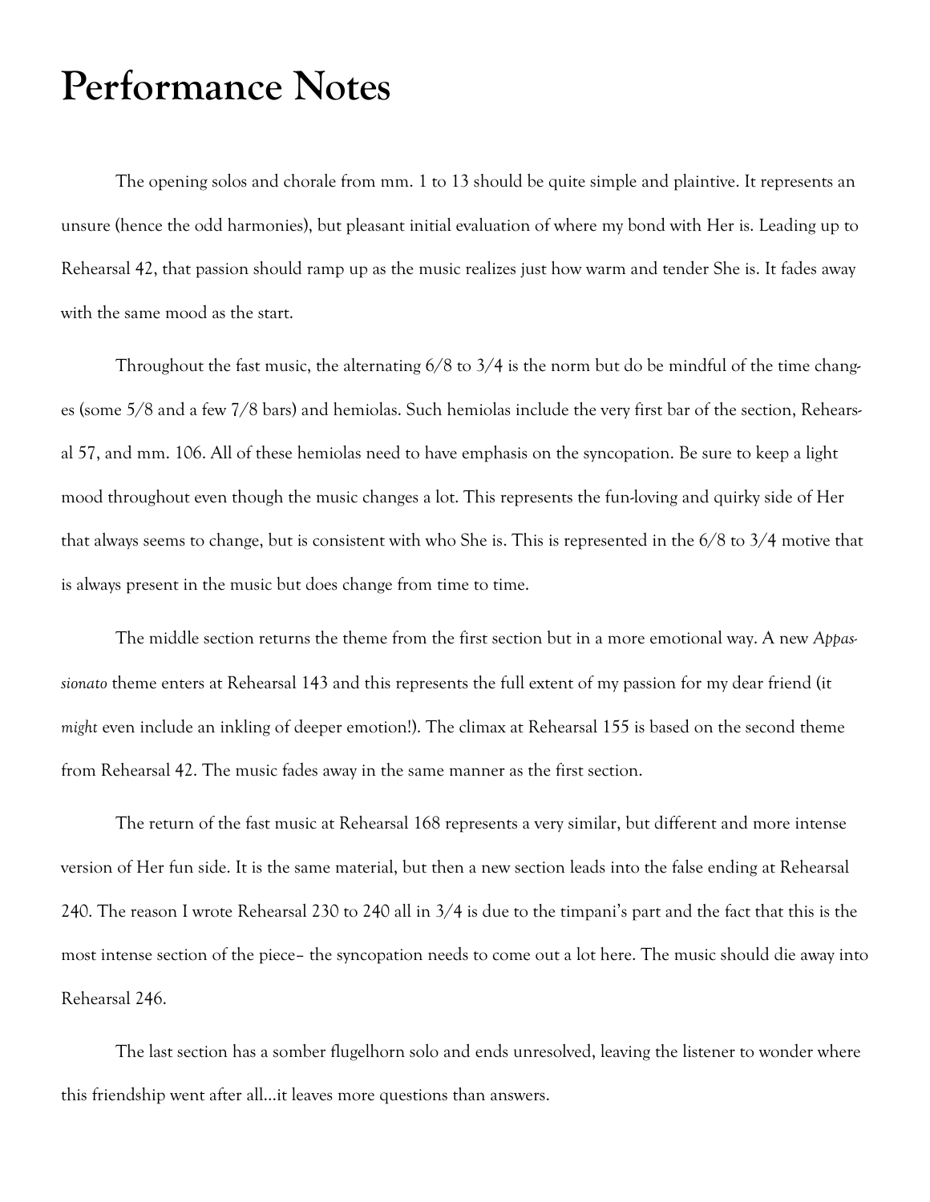# Performance Notes

The opening solos and chorale from mm. 1 to 13 should be quite simple and plaintive. It represents an unsure (hence the odd harmonies), but pleasant initial evaluation of where my bond with Her is. Leading up to Rehearsal 42, that passion should ramp up as the music realizes just how warm and tender She is. It fades away with the same mood as the start.

Throughout the fast music, the alternating 6/8 to 3/4 is the norm but do be mindful of the time changes (some 5/8 and a few 7/8 bars) and hemiolas. Such hemiolas include the very first bar of the section, Rehearsal 57, and mm. 106. All of these hemiolas need to have emphasis on the syncopation. Be sure to keep a light mood throughout even though the music changes a lot. This represents the fun-loving and quirky side of Her that always seems to change, but is consistent with who She is. This is represented in the 6/8 to 3/4 motive that is always present in the music but does change from time to time.

The middle section returns the theme from the first section but in a more emotional way. A new *Appassionato* theme enters at Rehearsal 143 and this represents the full extent of my passion for my dear friend (it *might* even include an inkling of deeper emotion!). The climax at Rehearsal 155 is based on the second theme from Rehearsal 42. The music fades away in the same manner as the first section.

The return of the fast music at Rehearsal 168 represents a very similar, but different and more intense version of Her fun side. It is the same material, but then a new section leads into the false ending at Rehearsal 240. The reason I wrote Rehearsal 230 to 240 all in 3/4 is due to the timpani's part and the fact that this is the most intense section of the piece– the syncopation needs to come out a lot here. The music should die away into Rehearsal 246.

The last section has a somber flugelhorn solo and ends unresolved, leaving the listener to wonder where this friendship went after all…it leaves more questions than answers.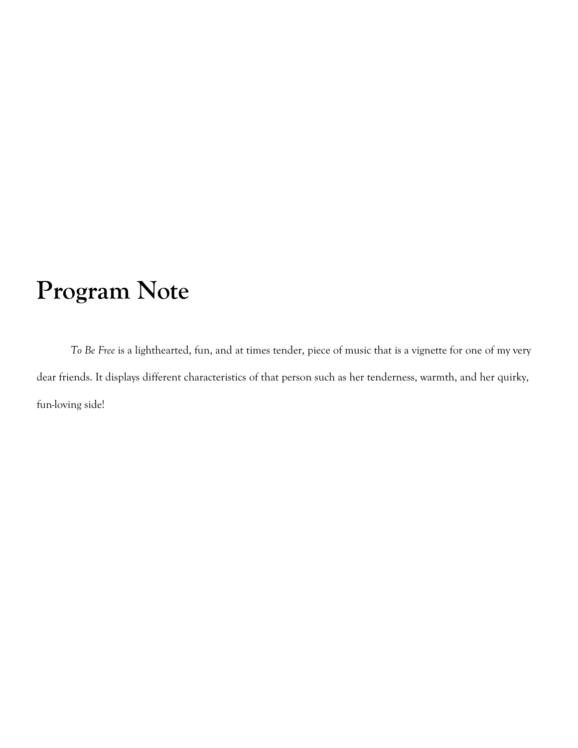# Program Note

*To Be Free* is a lighthearted, fun, and at times tender, piece of music that is a vignette for one of my very dear friends. It displays different characteristics of that person such as her tenderness, warmth, and her quirky, fun-loving side!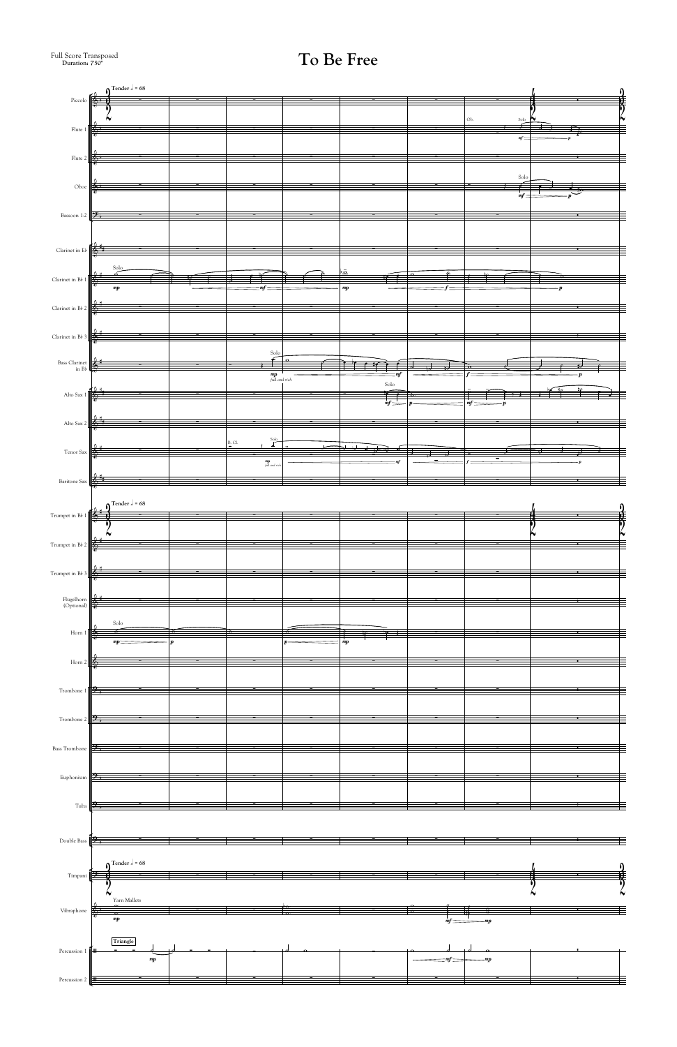Full Score Transposed
**Duration: 7'50"**

# To Be Free